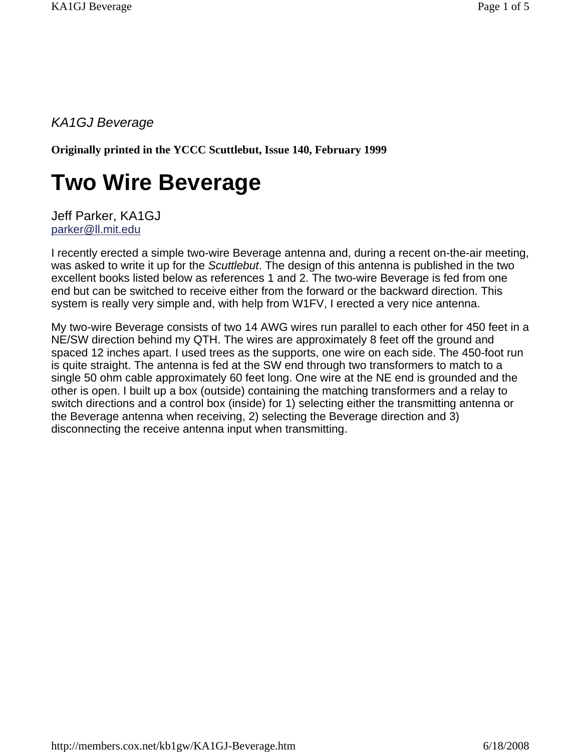*KA1GJ Beverage*

**Originally printed in the YCCC Scuttlebut, Issue 140, February 1999**

# Two Wire Beverage

Jeff Parker, KA1GJ
parker@ll.mit.edu

I recently erected a simple two-wire Beverage antenna and, during a recent on-the-air meeting, was asked to write it up for the *Scuttlebut*. The design of this antenna is published in the two excellent books listed below as references 1 and 2. The two-wire Beverage is fed from one end but can be switched to receive either from the forward or the backward direction. This system is really very simple and, with help from W1FV, I erected a very nice antenna.

My two-wire Beverage consists of two 14 AWG wires run parallel to each other for 450 feet in a NE/SW direction behind my QTH. The wires are approximately 8 feet off the ground and spaced 12 inches apart. I used trees as the supports, one wire on each side. The 450-foot run is quite straight. The antenna is fed at the SW end through two transformers to match to a single 50 ohm cable approximately 60 feet long. One wire at the NE end is grounded and the other is open. I built up a box (outside) containing the matching transformers and a relay to switch directions and a control box (inside) for 1) selecting either the transmitting antenna or the Beverage antenna when receiving, 2) selecting the Beverage direction and 3) disconnecting the receive antenna input when transmitting.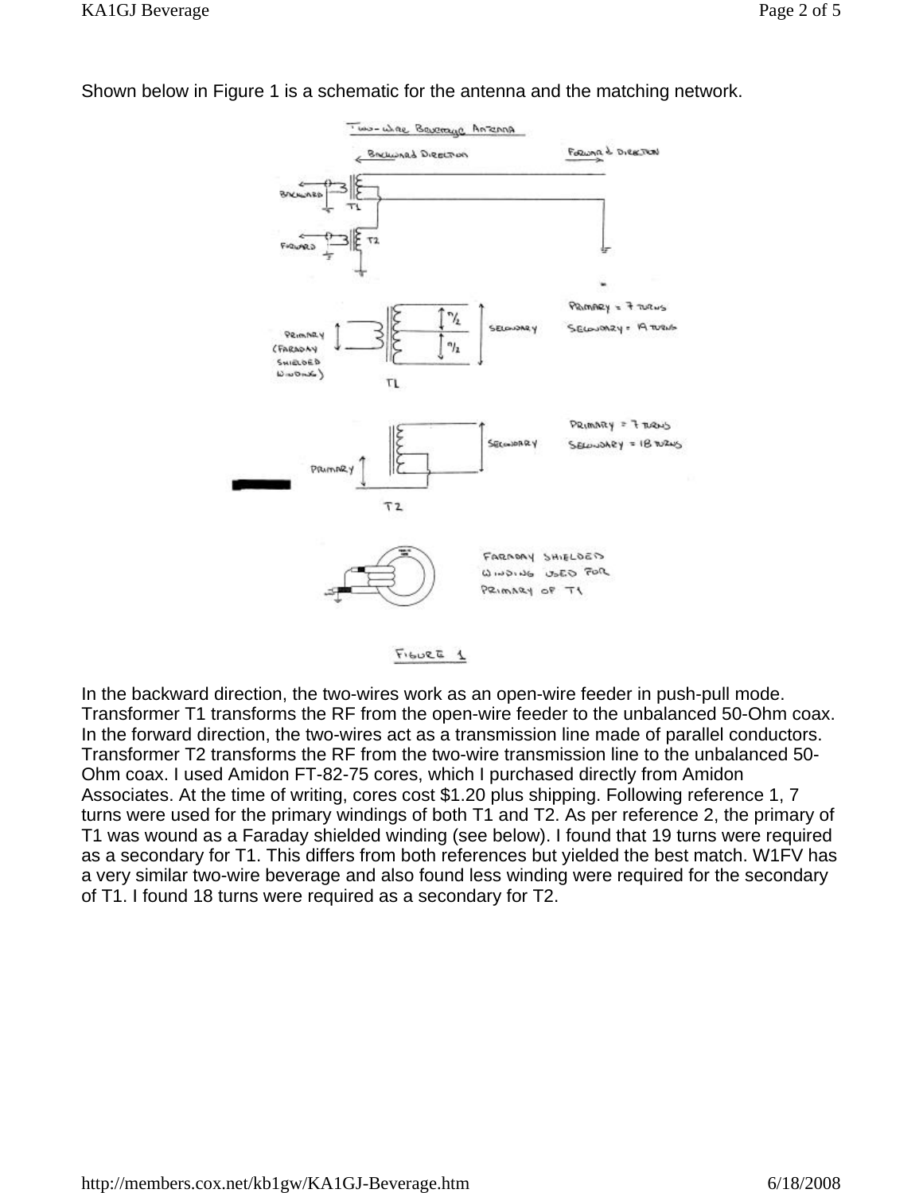Shown below in Figure 1 is a schematic for the antenna and the matching network.

FIGURE 1

In the backward direction, the two-wires work as an open-wire feeder in push-pull mode. Transformer T1 transforms the RF from the open-wire feeder to the unbalanced 50-Ohm coax. In the forward direction, the two-wires act as a transmission line made of parallel conductors. Transformer T2 transforms the RF from the two-wire transmission line to the unbalanced 50-Ohm coax. I used Amidon FT-82-75 cores, which I purchased directly from Amidon Associates. At the time of writing, cores cost $1.20 plus shipping. Following reference 1, 7 turns were used for the primary windings of both T1 and T2. As per reference 2, the primary of T1 was wound as a Faraday shielded winding (see below). I found that 19 turns were required as a secondary for T1. This differs from both references but yielded the best match. W1FV has a very similar two-wire beverage and also found less winding were required for the secondary of T1. I found 18 turns were required as a secondary for T2.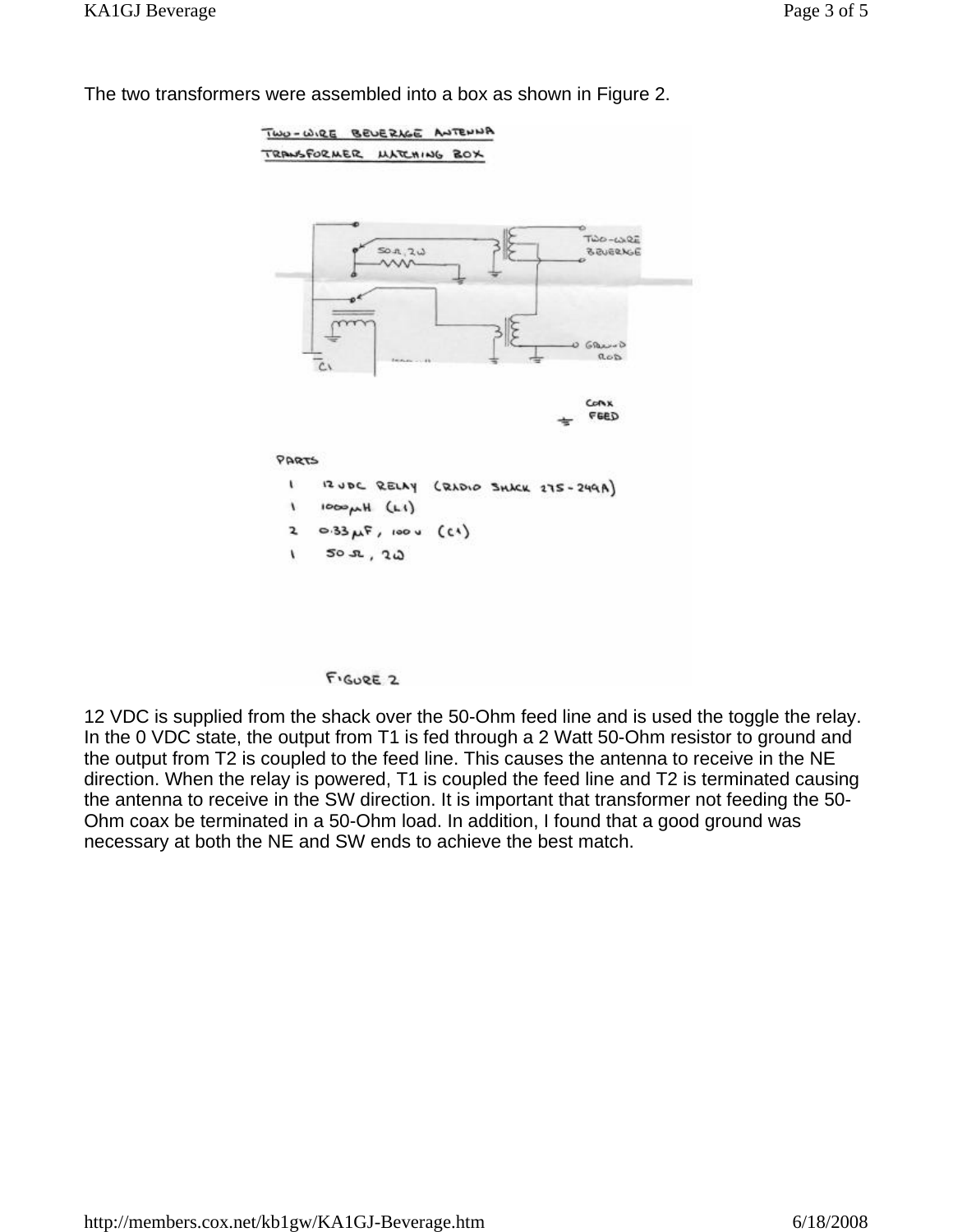The two transformers were assembled into a box as shown in Figure 2.

TWO-WIRE BEVERAGE ANTENNA TRANSFORMER MATCHING BOX

PARTS

- 1 12 VDC RELAY (RADIO SHACK 275-249A)
- 1 1000μH (L1)
- 2 0.33μF, 100 V (C1)
- 1 50 Ω, 2W

FIGURE 2

12 VDC is supplied from the shack over the 50-Ohm feed line and is used the toggle the relay. In the 0 VDC state, the output from T1 is fed through a 2 Watt 50-Ohm resistor to ground and the output from T2 is coupled to the feed line. This causes the antenna to receive in the NE direction. When the relay is powered, T1 is coupled the feed line and T2 is terminated causing the antenna to receive in the SW direction. It is important that transformer not feeding the 50-Ohm coax be terminated in a 50-Ohm load. In addition, I found that a good ground was necessary at both the NE and SW ends to achieve the best match.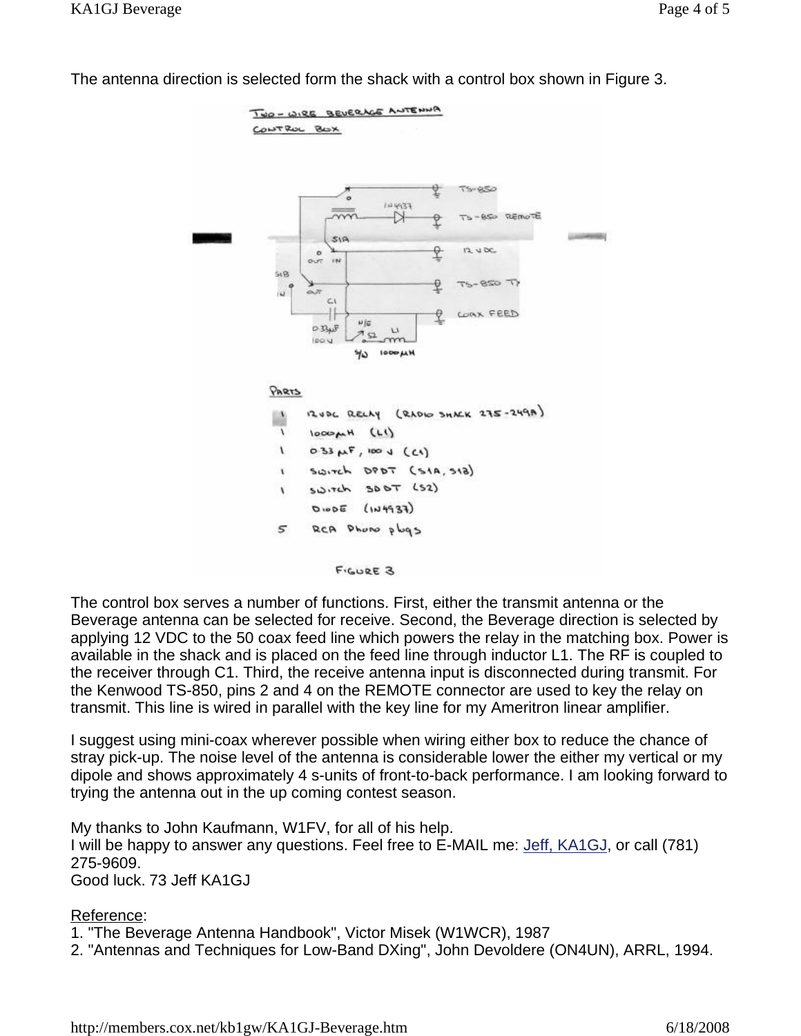The antenna direction is selected form the shack with a control box shown in Figure 3.

TWO-WIRE BEVERAGE ANTENNA
CONTROL BOX

PARTS

- 1 12VDC RELAY (RADIO SHACK 275-249A)
- 1 1000µH (L1)
- 1 0.33 µF, 100 V (C1)
- 1 SWITCH DPDT (S1A, S1B)
- 1 SWITCH SPDT (S2)
- DIODE (1N4937)
- 5 RCA Phono plugs

FIGURE 3

The control box serves a number of functions. First, either the transmit antenna or the Beverage antenna can be selected for receive. Second, the Beverage direction is selected by applying 12 VDC to the 50 coax feed line which powers the relay in the matching box. Power is available in the shack and is placed on the feed line through inductor L1. The RF is coupled to the receiver through C1. Third, the receive antenna input is disconnected during transmit. For the Kenwood TS-850, pins 2 and 4 on the REMOTE connector are used to key the relay on transmit. This line is wired in parallel with the key line for my Ameritron linear amplifier.

I suggest using mini-coax wherever possible when wiring either box to reduce the chance of stray pick-up. The noise level of the antenna is considerable lower the either my vertical or my dipole and shows approximately 4 s-units of front-to-back performance. I am looking forward to trying the antenna out in the up coming contest season.

My thanks to John Kaufmann, W1FV, for all of his help.
I will be happy to answer any questions. Feel free to E-MAIL me: Jeff, KA1GJ, or call (781) 275-9609.
Good luck. 73 Jeff KA1GJ

Reference:
1. "The Beverage Antenna Handbook", Victor Misek (W1WCR), 1987
2. "Antennas and Techniques for Low-Band DXing", John Devoldere (ON4UN), ARRL, 1994.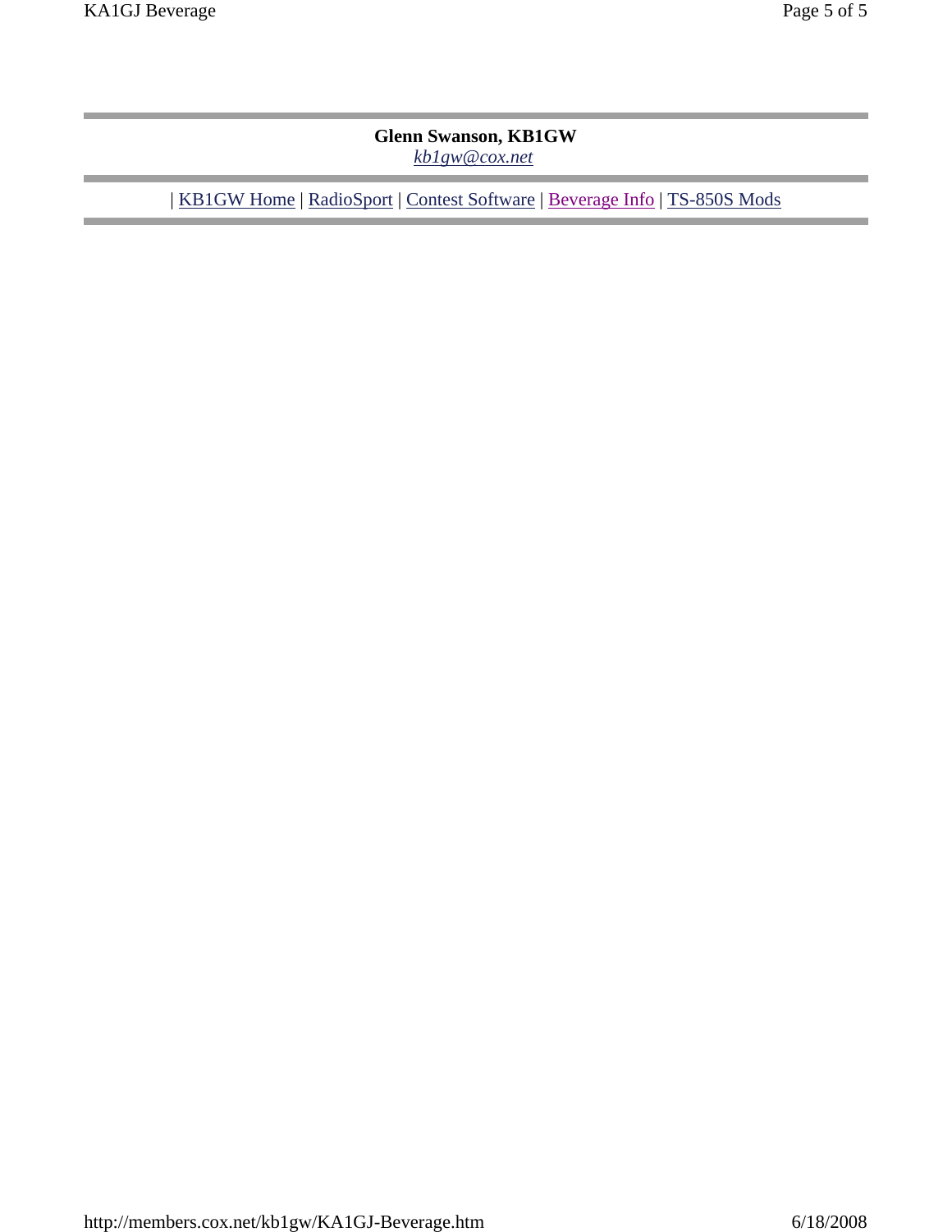---

**Glenn Swanson, KB1GW**
*kb1gw@cox.net*

---

| KB1GW Home | RadioSport | Contest Software | Beverage Info | TS-850S Mods

---